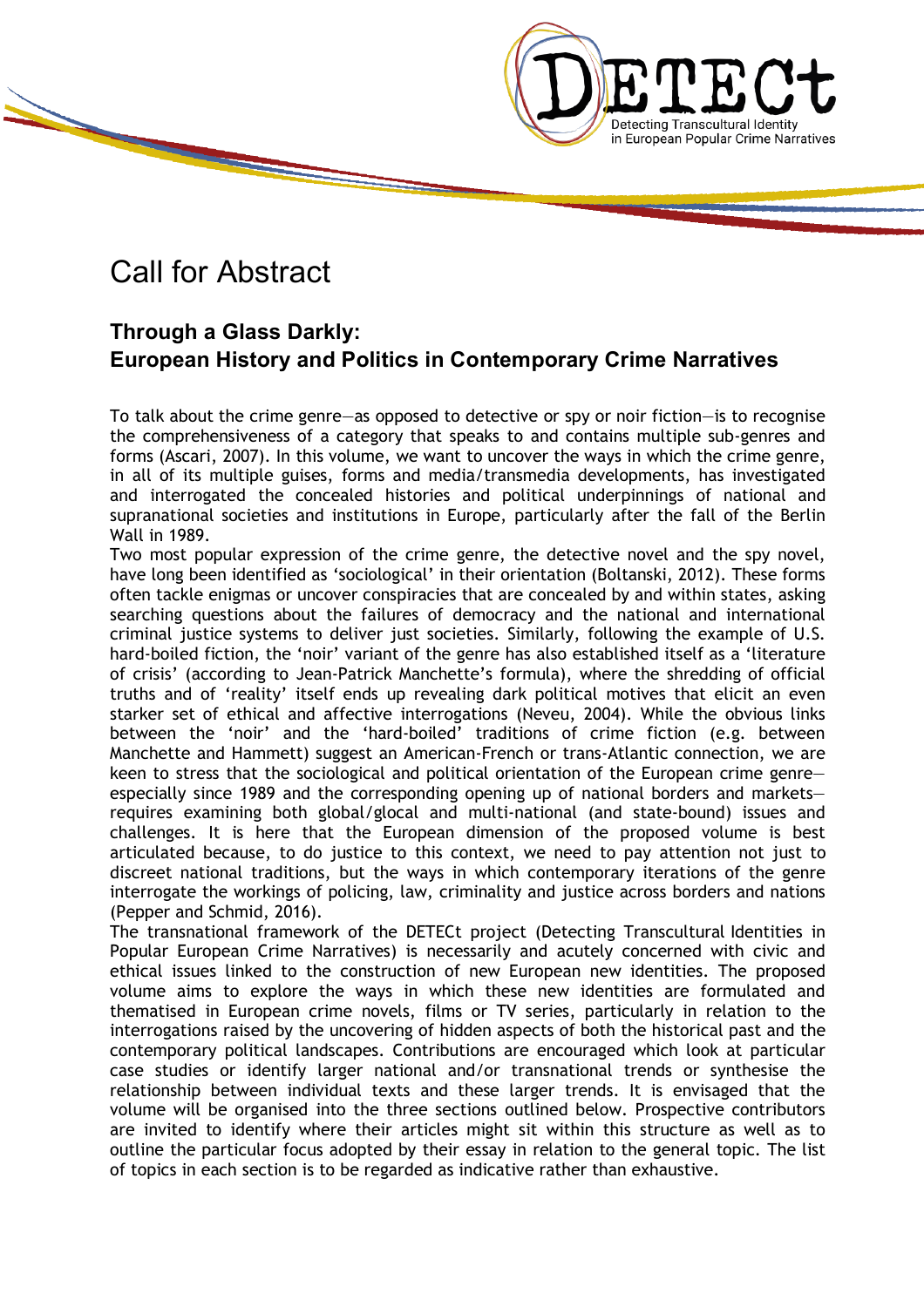# Call for Abstract

## Through a Glass Darkly: European History and Politics in Contemporary Crime Narratives

To talk about the crime genre—as opposed to detective or spy or noir fiction—is to recognise the comprehensiveness of a category that speaks to and contains multiple sub-genres and forms (Ascari, 2007). In this volume, we want to uncover the ways in which the crime genre, in all of its multiple guises, forms and media/transmedia developments, has investigated and interrogated the concealed histories and political underpinnings of national and supranational societies and institutions in Europe, particularly after the fall of the Berlin Wall in 1989.

Two most popular expression of the crime genre, the detective novel and the spy novel, have long been identified as 'sociological' in their orientation (Boltanski, 2012). These forms often tackle enigmas or uncover conspiracies that are concealed by and within states, asking searching questions about the failures of democracy and the national and international criminal justice systems to deliver just societies. Similarly, following the example of U.S. hard-boiled fiction, the 'noir' variant of the genre has also established itself as a 'literature of crisis' (according to Jean-Patrick Manchette's formula), where the shredding of official truths and of 'reality' itself ends up revealing dark political motives that elicit an even starker set of ethical and affective interrogations (Neveu, 2004). While the obvious links between the 'noir' and the 'hard-boiled' traditions of crime fiction (e.g. between Manchette and Hammett) suggest an American-French or trans-Atlantic connection, we are keen to stress that the sociological and political orientation of the European crime genre—especially since 1989 and the corresponding opening up of national borders and markets—requires examining both global/glocal and multi-national (and state-bound) issues and challenges. It is here that the European dimension of the proposed volume is best articulated because, to do justice to this context, we need to pay attention not just to discreet national traditions, but the ways in which contemporary iterations of the genre interrogate the workings of policing, law, criminality and justice across borders and nations (Pepper and Schmid, 2016).

The transnational framework of the DETECt project (Detecting Transcultural Identities in Popular European Crime Narratives) is necessarily and acutely concerned with civic and ethical issues linked to the construction of new European new identities. The proposed volume aims to explore the ways in which these new identities are formulated and thematised in European crime novels, films or TV series, particularly in relation to the interrogations raised by the uncovering of hidden aspects of both the historical past and the contemporary political landscapes. Contributions are encouraged which look at particular case studies or identify larger national and/or transnational trends or synthesise the relationship between individual texts and these larger trends. It is envisaged that the volume will be organised into the three sections outlined below. Prospective contributors are invited to identify where their articles might sit within this structure as well as to outline the particular focus adopted by their essay in relation to the general topic. The list of topics in each section is to be regarded as indicative rather than exhaustive.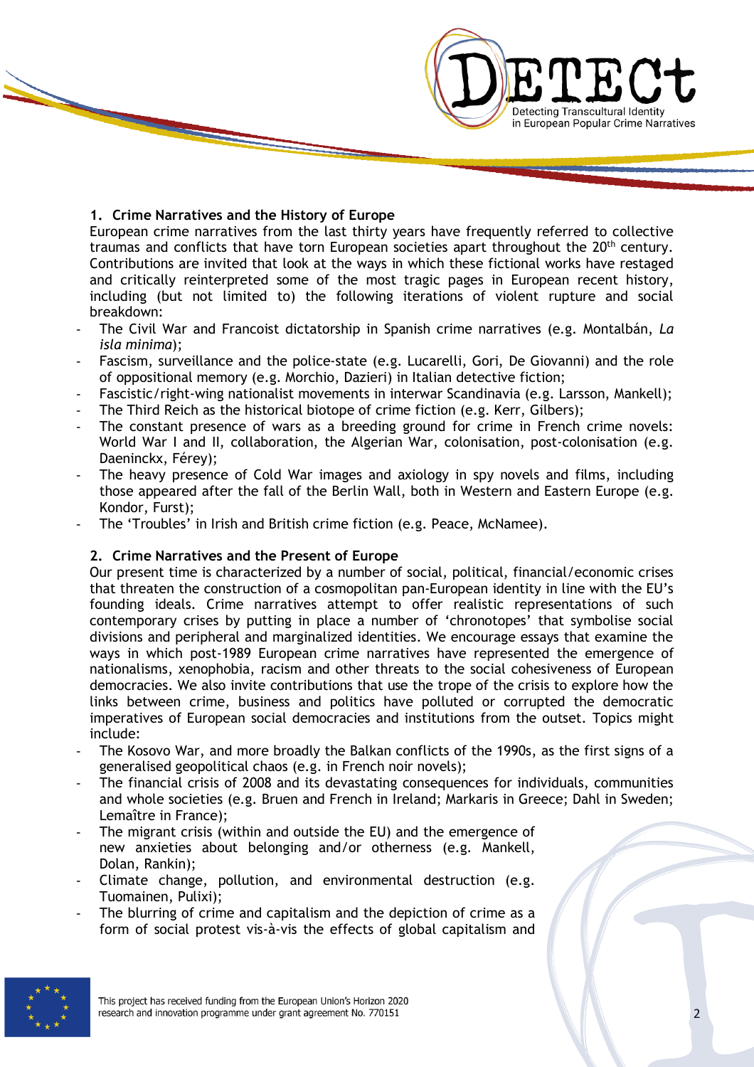## 1. Crime Narratives and the History of Europe

European crime narratives from the last thirty years have frequently referred to collective traumas and conflicts that have torn European societies apart throughout the 20th century. Contributions are invited that look at the ways in which these fictional works have restaged and critically reinterpreted some of the most tragic pages in European recent history, including (but not limited to) the following iterations of violent rupture and social breakdown:

- The Civil War and Francoist dictatorship in Spanish crime narratives (e.g. Montalbán, *La isla minima*);
- Fascism, surveillance and the police-state (e.g. Lucarelli, Gori, De Giovanni) and the role of oppositional memory (e.g. Morchio, Dazieri) in Italian detective fiction;
- Fascistic/right-wing nationalist movements in interwar Scandinavia (e.g. Larsson, Mankell);
- The Third Reich as the historical biotope of crime fiction (e.g. Kerr, Gilbers);
- The constant presence of wars as a breeding ground for crime in French crime novels: World War I and II, collaboration, the Algerian War, colonisation, post-colonisation (e.g. Daeninckx, Férey);
- The heavy presence of Cold War images and axiology in spy novels and films, including those appeared after the fall of the Berlin Wall, both in Western and Eastern Europe (e.g. Kondor, Furst);
- The 'Troubles' in Irish and British crime fiction (e.g. Peace, McNamee).

## 2. Crime Narratives and the Present of Europe

Our present time is characterized by a number of social, political, financial/economic crises that threaten the construction of a cosmopolitan pan-European identity in line with the EU's founding ideals. Crime narratives attempt to offer realistic representations of such contemporary crises by putting in place a number of 'chronotopes' that symbolise social divisions and peripheral and marginalized identities. We encourage essays that examine the ways in which post-1989 European crime narratives have represented the emergence of nationalisms, xenophobia, racism and other threats to the social cohesiveness of European democracies. We also invite contributions that use the trope of the crisis to explore how the links between crime, business and politics have polluted or corrupted the democratic imperatives of European social democracies and institutions from the outset. Topics might include:

- The Kosovo War, and more broadly the Balkan conflicts of the 1990s, as the first signs of a generalised geopolitical chaos (e.g. in French noir novels);
- The financial crisis of 2008 and its devastating consequences for individuals, communities and whole societies (e.g. Bruen and French in Ireland; Markaris in Greece; Dahl in Sweden; Lemaître in France);
- The migrant crisis (within and outside the EU) and the emergence of new anxieties about belonging and/or otherness (e.g. Mankell, Dolan, Rankin);
- Climate change, pollution, and environmental destruction (e.g. Tuomainen, Pulixi);
- The blurring of crime and capitalism and the depiction of crime as a form of social protest vis-à-vis the effects of global capitalism and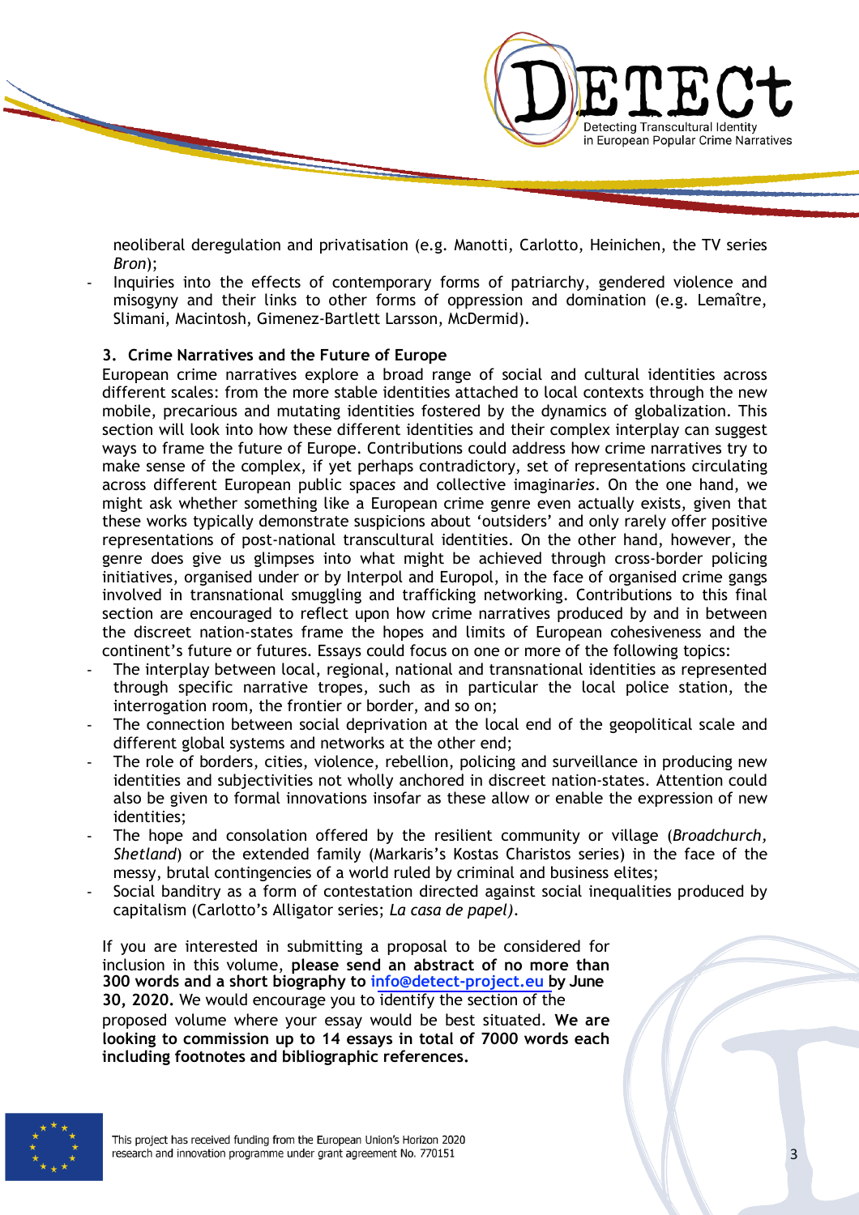neoliberal deregulation and privatisation (e.g. Manotti, Carlotto, Heinichen, the TV series *Bron*);
- Inquiries into the effects of contemporary forms of patriarchy, gendered violence and misogyny and their links to other forms of oppression and domination (e.g. Lemaître, Slimani, Macintosh, Gimenez-Bartlett Larsson, McDermid).

### 3. Crime Narratives and the Future of Europe

European crime narratives explore a broad range of social and cultural identities across different scales: from the more stable identities attached to local contexts through the new mobile, precarious and mutating identities fostered by the dynamics of globalization. This section will look into how these different identities and their complex interplay can suggest ways to frame the future of Europe. Contributions could address how crime narratives try to make sense of the complex, if yet perhaps contradictory, set of representations circulating across different European public spaces and collective imaginar*ies*. On the one hand, we might ask whether something like a European crime genre even actually exists, given that these works typically demonstrate suspicions about 'outsiders' and only rarely offer positive representations of post-national transcultural identities. On the other hand, however, the genre does give us glimpses into what might be achieved through cross-border policing initiatives, organised under or by Interpol and Europol, in the face of organised crime gangs involved in transnational smuggling and trafficking networking. Contributions to this final section are encouraged to reflect upon how crime narratives produced by and in between the discreet nation-states frame the hopes and limits of European cohesiveness and the continent's future or futures. Essays could focus on one or more of the following topics:

- The interplay between local, regional, national and transnational identities as represented through specific narrative tropes, such as in particular the local police station, the interrogation room, the frontier or border, and so on;
- The connection between social deprivation at the local end of the geopolitical scale and different global systems and networks at the other end;
- The role of borders, cities, violence, rebellion, policing and surveillance in producing new identities and subjectivities not wholly anchored in discreet nation-states. Attention could also be given to formal innovations insofar as these allow or enable the expression of new identities;
- The hope and consolation offered by the resilient community or village (*Broadchurch, Shetland*) or the extended family (Markaris's Kostas Charistos series) in the face of the messy, brutal contingencies of a world ruled by criminal and business elites;
- Social banditry as a form of contestation directed against social inequalities produced by capitalism (Carlotto's Alligator series; *La casa de papel)*.

If you are interested in submitting a proposal to be considered for inclusion in this volume, **please send an abstract of no more than 300 words and a short biography to info@detect-project.eu by June 30, 2020.** We would encourage you to identify the section of the proposed volume where your essay would be best situated. **We are looking to commission up to 14 essays in total of 7000 words each including footnotes and bibliographic references.**

This project has received funding from the European Union's Horizon 2020 research and innovation programme under grant agreement No. 770151